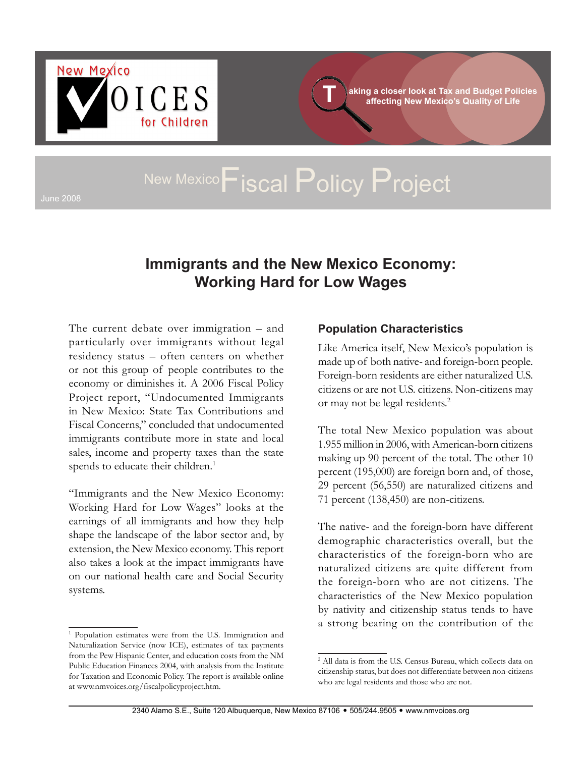New Mexico VOICES for Children

Taking a closer look at Tax and Budget Policies affecting New Mexico's Quality of Life

June 2008

New Mexico Fiscal Policy Project

# Immigrants and the New Mexico Economy: Working Hard for Low Wages

The current debate over immigration – and particularly over immigrants without legal residency status – often centers on whether or not this group of people contributes to the economy or diminishes it. A 2006 Fiscal Policy Project report, "Undocumented Immigrants in New Mexico: State Tax Contributions and Fiscal Concerns," concluded that undocumented immigrants contribute more in state and local sales, income and property taxes than the state spends to educate their children.[1]

"Immigrants and the New Mexico Economy: Working Hard for Low Wages" looks at the earnings of all immigrants and how they help shape the landscape of the labor sector and, by extension, the New Mexico economy. This report also takes a look at the impact immigrants have on our national health care and Social Security systems.

## Population Characteristics

Like America itself, New Mexico's population is made up of both native- and foreign-born people. Foreign-born residents are either naturalized U.S. citizens or are not U.S. citizens. Non-citizens may or may not be legal residents.[2]

The total New Mexico population was about 1.955 million in 2006, with American-born citizens making up 90 percent of the total. The other 10 percent (195,000) are foreign born and, of those, 29 percent (56,550) are naturalized citizens and 71 percent (138,450) are non-citizens.

The native- and the foreign-born have different demographic characteristics overall, but the characteristics of the foreign-born who are naturalized citizens are quite different from the foreign-born who are not citizens. The characteristics of the New Mexico population by nativity and citizenship status tends to have a strong bearing on the contribution of the

[1] Population estimates were from the U.S. Immigration and Naturalization Service (now ICE), estimates of tax payments from the Pew Hispanic Center, and education costs from the NM Public Education Finances 2004, with analysis from the Institute for Taxation and Economic Policy. The report is available online at www.nmvoices.org/fiscalpolicyproject.htm.

[2] All data is from the U.S. Census Bureau, which collects data on citizenship status, but does not differentiate between non-citizens who are legal residents and those who are not.

2340 Alamo S.E., Suite 120 Albuquerque, New Mexico 87106 • 505/244.9505 • www.nmvoices.org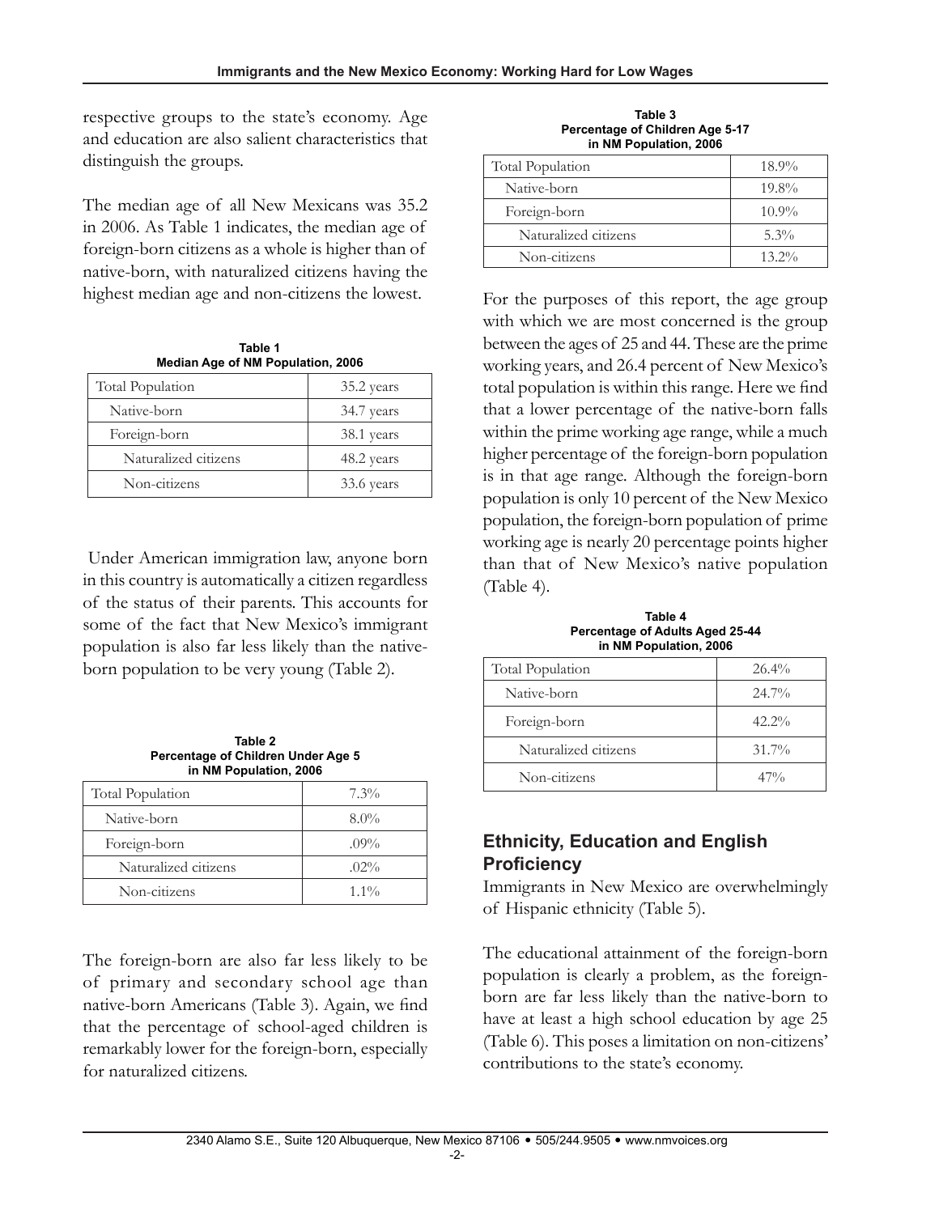respective groups to the state's economy. Age and education are also salient characteristics that distinguish the groups.

The median age of all New Mexicans was 35.2 in 2006. As Table 1 indicates, the median age of foreign-born citizens as a whole is higher than of native-born, with naturalized citizens having the highest median age and non-citizens the lowest.

**Table 1**
**Median Age of NM Population, 2006**

| | |
|---|---|
| Total Population | 35.2 years |
| Native-born | 34.7 years |
| Foreign-born | 38.1 years |
| Naturalized citizens | 48.2 years |
| Non-citizens | 33.6 years |

Under American immigration law, anyone born in this country is automatically a citizen regardless of the status of their parents. This accounts for some of the fact that New Mexico's immigrant population is also far less likely than the native-born population to be very young (Table 2).

**Table 2**
**Percentage of Children Under Age 5 in NM Population, 2006**

| | |
|---|---|
| Total Population | 7.3% |
| Native-born | 8.0% |
| Foreign-born | .09% |
| Naturalized citizens | .02% |
| Non-citizens | 1.1% |

The foreign-born are also far less likely to be of primary and secondary school age than native-born Americans (Table 3). Again, we find that the percentage of school-aged children is remarkably lower for the foreign-born, especially for naturalized citizens.

**Table 3**
**Percentage of Children Age 5-17 in NM Population, 2006**

| | |
|---|---|
| Total Population | 18.9% |
| Native-born | 19.8% |
| Foreign-born | 10.9% |
| Naturalized citizens | 5.3% |
| Non-citizens | 13.2% |

For the purposes of this report, the age group with which we are most concerned is the group between the ages of 25 and 44. These are the prime working years, and 26.4 percent of New Mexico's total population is within this range. Here we find that a lower percentage of the native-born falls within the prime working age range, while a much higher percentage of the foreign-born population is in that age range. Although the foreign-born population is only 10 percent of the New Mexico population, the foreign-born population of prime working age is nearly 20 percentage points higher than that of New Mexico's native population (Table 4).

**Table 4**
**Percentage of Adults Aged 25-44 in NM Population, 2006**

| | |
|---|---|
| Total Population | 26.4% |
| Native-born | 24.7% |
| Foreign-born | 42.2% |
| Naturalized citizens | 31.7% |
| Non-citizens | 47% |

## Ethnicity, Education and English Proficiency

Immigrants in New Mexico are overwhelmingly of Hispanic ethnicity (Table 5).

The educational attainment of the foreign-born population is clearly a problem, as the foreign-born are far less likely than the native-born to have at least a high school education by age 25 (Table 6). This poses a limitation on non-citizens' contributions to the state's economy.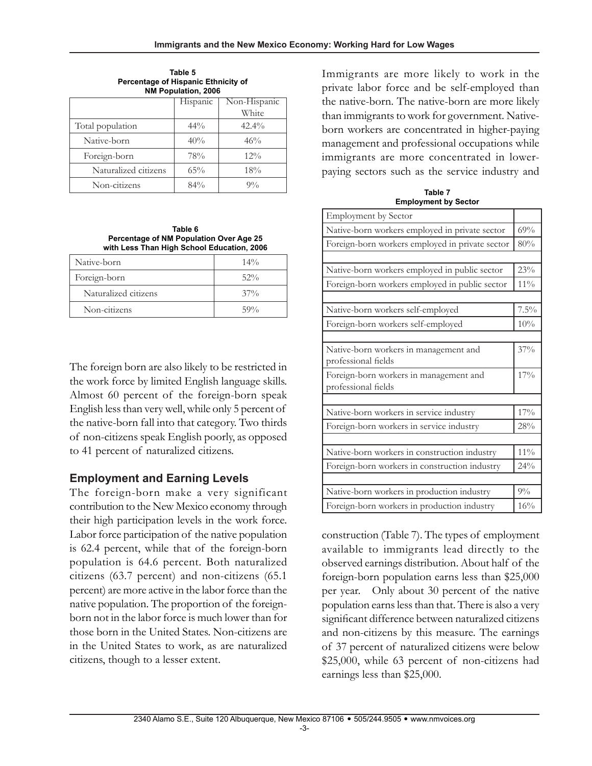**Table 5**
**Percentage of Hispanic Ethnicity of NM Population, 2006**

| | Hispanic | Non-Hispanic White |
|---|---|---|
| Total population | 44% | 42.4% |
| Native-born | 40% | 46% |
| Foreign-born | 78% | 12% |
| Naturalized citizens | 65% | 18% |
| Non-citizens | 84% | 9% |

**Table 6**
**Percentage of NM Population Over Age 25 with Less Than High School Education, 2006**

| | |
|---|---|
| Native-born | 14% |
| Foreign-born | 52% |
| Naturalized citizens | 37% |
| Non-citizens | 59% |

The foreign born are also likely to be restricted in the work force by limited English language skills. Almost 60 percent of the foreign-born speak English less than very well, while only 5 percent of the native-born fall into that category. Two thirds of non-citizens speak English poorly, as opposed to 41 percent of naturalized citizens.

## Employment and Earning Levels

The foreign-born make a very significant contribution to the New Mexico economy through their high participation levels in the work force. Labor force participation of the native population is 62.4 percent, while that of the foreign-born population is 64.6 percent. Both naturalized citizens (63.7 percent) and non-citizens (65.1 percent) are more active in the labor force than the native population. The proportion of the foreign-born not in the labor force is much lower than for those born in the United States. Non-citizens are in the United States to work, as are naturalized citizens, though to a lesser extent.

Immigrants are more likely to work in the private labor force and be self-employed than the native-born. The native-born are more likely than immigrants to work for government. Native-born workers are concentrated in higher-paying management and professional occupations while immigrants are more concentrated in lower-paying sectors such as the service industry and construction (Table 7). The types of employment available to immigrants lead directly to the observed earnings distribution. About half of the foreign-born population earns less than $25,000 per year. Only about 30 percent of the native population earns less than that. There is also a very significant difference between naturalized citizens and non-citizens by this measure. The earnings of 37 percent of naturalized citizens were below $25,000, while 63 percent of non-citizens had earnings less than $25,000.

**Table 7**
**Employment by Sector**

| Employment by Sector | |
|---|---|
| Native-born workers employed in private sector | 69% |
| Foreign-born workers employed in private sector | 80% |
| | |
| Native-born workers employed in public sector | 23% |
| Foreign-born workers employed in public sector | 11% |
| | |
| Native-born workers self-employed | 7.5% |
| Foreign-born workers self-employed | 10% |
| | |
| Native-born workers in management and professional fields | 37% |
| Foreign-born workers in management and professional fields | 17% |
| | |
| Native-born workers in service industry | 17% |
| Foreign-born workers in service industry | 28% |
| | |
| Native-born workers in construction industry | 11% |
| Foreign-born workers in construction industry | 24% |
| | |
| Native-born workers in production industry | 9% |
| Foreign-born workers in production industry | 16% |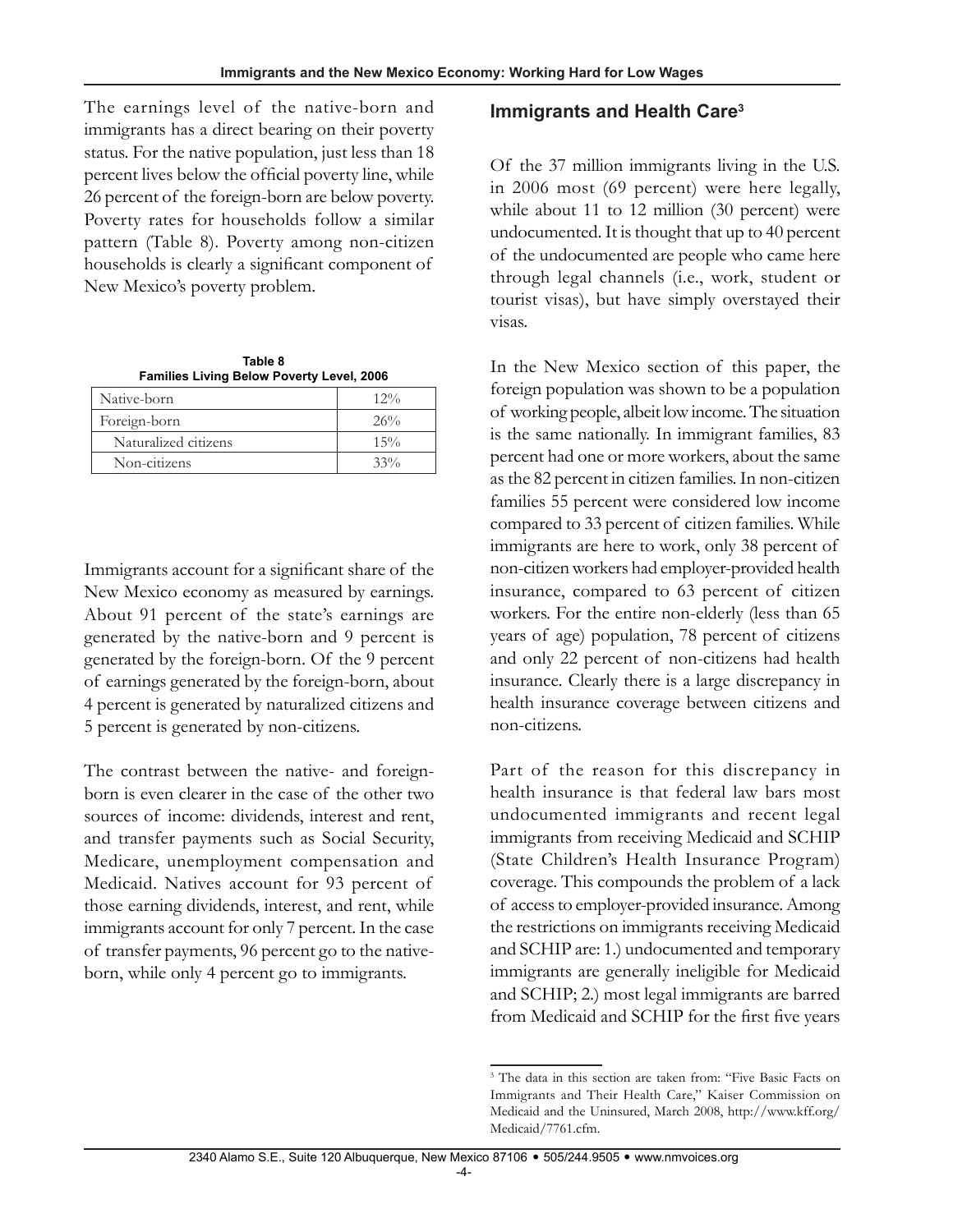The earnings level of the native-born and immigrants has a direct bearing on their poverty status. For the native population, just less than 18 percent lives below the official poverty line, while 26 percent of the foreign-born are below poverty. Poverty rates for households follow a similar pattern (Table 8). Poverty among non-citizen households is clearly a significant component of New Mexico's poverty problem.

**Table 8**
**Families Living Below Poverty Level, 2006**

| | |
|---|---|
| Native-born | 12% |
| Foreign-born | 26% |
| Naturalized citizens | 15% |
| Non-citizens | 33% |

Immigrants account for a significant share of the New Mexico economy as measured by earnings. About 91 percent of the state's earnings are generated by the native-born and 9 percent is generated by the foreign-born. Of the 9 percent of earnings generated by the foreign-born, about 4 percent is generated by naturalized citizens and 5 percent is generated by non-citizens.

The contrast between the native- and foreign-born is even clearer in the case of the other two sources of income: dividends, interest and rent, and transfer payments such as Social Security, Medicare, unemployment compensation and Medicaid. Natives account for 93 percent of those earning dividends, interest, and rent, while immigrants account for only 7 percent. In the case of transfer payments, 96 percent go to the native-born, while only 4 percent go to immigrants.

## Immigrants and Health Care[3]

Of the 37 million immigrants living in the U.S. in 2006 most (69 percent) were here legally, while about 11 to 12 million (30 percent) were undocumented. It is thought that up to 40 percent of the undocumented are people who came here through legal channels (i.e., work, student or tourist visas), but have simply overstayed their visas.

In the New Mexico section of this paper, the foreign population was shown to be a population of working people, albeit low income. The situation is the same nationally. In immigrant families, 83 percent had one or more workers, about the same as the 82 percent in citizen families. In non-citizen families 55 percent were considered low income compared to 33 percent of citizen families. While immigrants are here to work, only 38 percent of non-citizen workers had employer-provided health insurance, compared to 63 percent of citizen workers. For the entire non-elderly (less than 65 years of age) population, 78 percent of citizens and only 22 percent of non-citizens had health insurance. Clearly there is a large discrepancy in health insurance coverage between citizens and non-citizens.

Part of the reason for this discrepancy in health insurance is that federal law bars most undocumented immigrants and recent legal immigrants from receiving Medicaid and SCHIP (State Children's Health Insurance Program) coverage. This compounds the problem of a lack of access to employer-provided insurance. Among the restrictions on immigrants receiving Medicaid and SCHIP are: 1.) undocumented and temporary immigrants are generally ineligible for Medicaid and SCHIP; 2.) most legal immigrants are barred from Medicaid and SCHIP for the first five years

[3] The data in this section are taken from: "Five Basic Facts on Immigrants and Their Health Care," Kaiser Commission on Medicaid and the Uninsured, March 2008, http://www.kff.org/Medicaid/7761.cfm.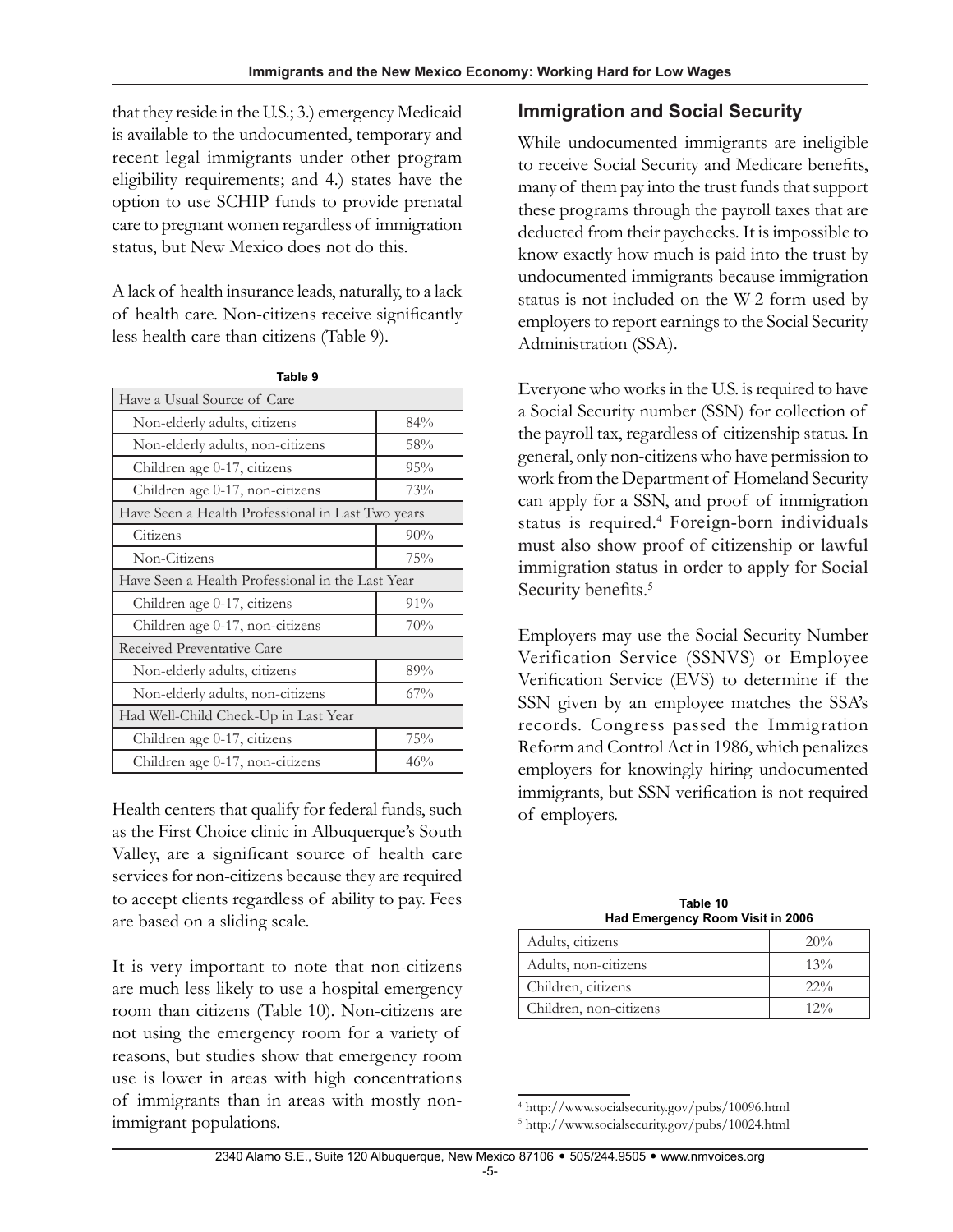that they reside in the U.S.; 3.) emergency Medicaid is available to the undocumented, temporary and recent legal immigrants under other program eligibility requirements; and 4.) states have the option to use SCHIP funds to provide prenatal care to pregnant women regardless of immigration status, but New Mexico does not do this.

A lack of health insurance leads, naturally, to a lack of health care. Non-citizens receive significantly less health care than citizens (Table 9).

**Table 9**

| Have a Usual Source of Care | |
|---|---|
| Non-elderly adults, citizens | 84% |
| Non-elderly adults, non-citizens | 58% |
| Children age 0-17, citizens | 95% |
| Children age 0-17, non-citizens | 73% |
| **Have Seen a Health Professional in Last Two years** | |
| Citizens | 90% |
| Non-Citizens | 75% |
| **Have Seen a Health Professional in the Last Year** | |
| Children age 0-17, citizens | 91% |
| Children age 0-17, non-citizens | 70% |
| **Received Preventative Care** | |
| Non-elderly adults, citizens | 89% |
| Non-elderly adults, non-citizens | 67% |
| **Had Well-Child Check-Up in Last Year** | |
| Children age 0-17, citizens | 75% |
| Children age 0-17, non-citizens | 46% |

Health centers that qualify for federal funds, such as the First Choice clinic in Albuquerque's South Valley, are a significant source of health care services for non-citizens because they are required to accept clients regardless of ability to pay. Fees are based on a sliding scale.

It is very important to note that non-citizens are much less likely to use a hospital emergency room than citizens (Table 10). Non-citizens are not using the emergency room for a variety of reasons, but studies show that emergency room use is lower in areas with high concentrations of immigrants than in areas with mostly non-immigrant populations.

## Immigration and Social Security

While undocumented immigrants are ineligible to receive Social Security and Medicare benefits, many of them pay into the trust funds that support these programs through the payroll taxes that are deducted from their paychecks. It is impossible to know exactly how much is paid into the trust by undocumented immigrants because immigration status is not included on the W-2 form used by employers to report earnings to the Social Security Administration (SSA).

Everyone who works in the U.S. is required to have a Social Security number (SSN) for collection of the payroll tax, regardless of citizenship status. In general, only non-citizens who have permission to work from the Department of Homeland Security can apply for a SSN, and proof of immigration status is required.[4] Foreign-born individuals must also show proof of citizenship or lawful immigration status in order to apply for Social Security benefits.[5]

Employers may use the Social Security Number Verification Service (SSNVS) or Employee Verification Service (EVS) to determine if the SSN given by an employee matches the SSA's records. Congress passed the Immigration Reform and Control Act in 1986, which penalizes employers for knowingly hiring undocumented immigrants, but SSN verification is not required of employers.

**Table 10**
**Had Emergency Room Visit in 2006**

| Group | Percent |
|---|---|
| Adults, citizens | 20% |
| Adults, non-citizens | 13% |
| Children, citizens | 22% |
| Children, non-citizens | 12% |

[4] http://www.socialsecurity.gov/pubs/10096.html

[5] http://www.socialsecurity.gov/pubs/10024.html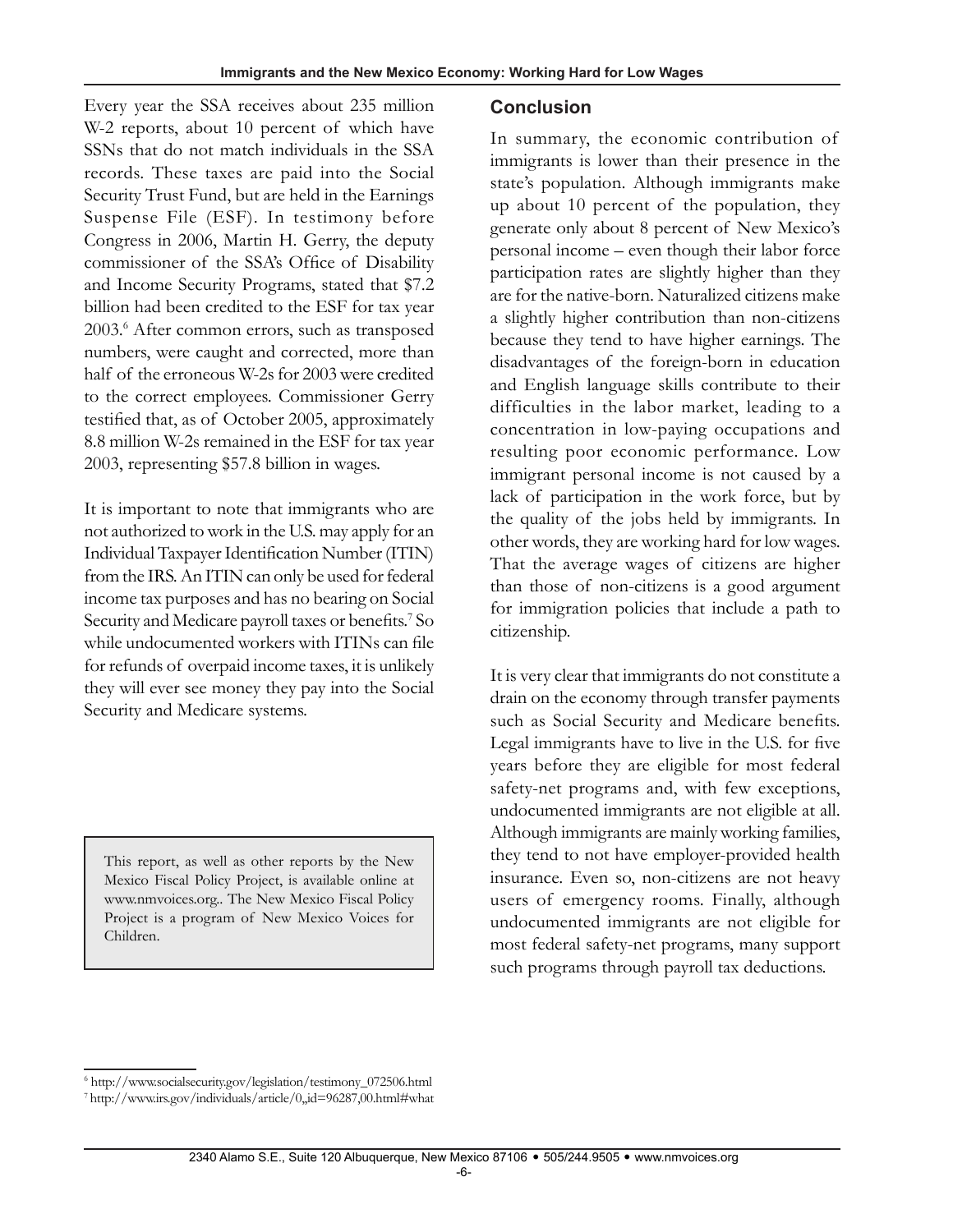Every year the SSA receives about 235 million W-2 reports, about 10 percent of which have SSNs that do not match individuals in the SSA records. These taxes are paid into the Social Security Trust Fund, but are held in the Earnings Suspense File (ESF). In testimony before Congress in 2006, Martin H. Gerry, the deputy commissioner of the SSA's Office of Disability and Income Security Programs, stated that $7.2 billion had been credited to the ESF for tax year 2003.[6] After common errors, such as transposed numbers, were caught and corrected, more than half of the erroneous W-2s for 2003 were credited to the correct employees. Commissioner Gerry testified that, as of October 2005, approximately 8.8 million W-2s remained in the ESF for tax year 2003, representing $57.8 billion in wages.

It is important to note that immigrants who are not authorized to work in the U.S. may apply for an Individual Taxpayer Identification Number (ITIN) from the IRS. An ITIN can only be used for federal income tax purposes and has no bearing on Social Security and Medicare payroll taxes or benefits.[7] So while undocumented workers with ITINs can file for refunds of overpaid income taxes, it is unlikely they will ever see money they pay into the Social Security and Medicare systems.

> This report, as well as other reports by the New Mexico Fiscal Policy Project, is available online at www.nmvoices.org.. The New Mexico Fiscal Policy Project is a program of New Mexico Voices for Children.

## Conclusion

In summary, the economic contribution of immigrants is lower than their presence in the state's population. Although immigrants make up about 10 percent of the population, they generate only about 8 percent of New Mexico's personal income – even though their labor force participation rates are slightly higher than they are for the native-born. Naturalized citizens make a slightly higher contribution than non-citizens because they tend to have higher earnings. The disadvantages of the foreign-born in education and English language skills contribute to their difficulties in the labor market, leading to a concentration in low-paying occupations and resulting poor economic performance. Low immigrant personal income is not caused by a lack of participation in the work force, but by the quality of the jobs held by immigrants. In other words, they are working hard for low wages. That the average wages of citizens are higher than those of non-citizens is a good argument for immigration policies that include a path to citizenship.

It is very clear that immigrants do not constitute a drain on the economy through transfer payments such as Social Security and Medicare benefits. Legal immigrants have to live in the U.S. for five years before they are eligible for most federal safety-net programs and, with few exceptions, undocumented immigrants are not eligible at all. Although immigrants are mainly working families, they tend to not have employer-provided health insurance. Even so, non-citizens are not heavy users of emergency rooms. Finally, although undocumented immigrants are not eligible for most federal safety-net programs, many support such programs through payroll tax deductions.

---

[6] http://www.socialsecurity.gov/legislation/testimony_072506.html

[7] http://www.irs.gov/individuals/article/0,,id=96287,00.html#what